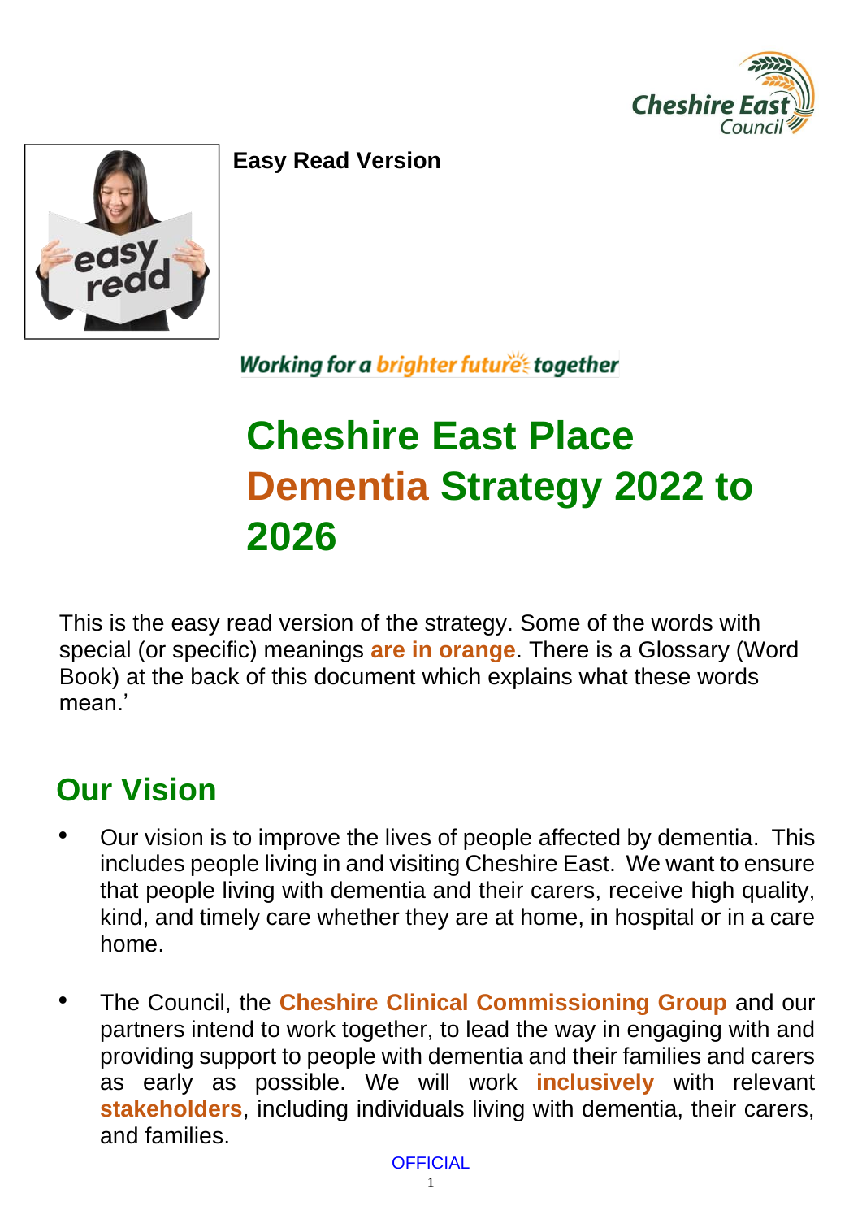**Easy Read Version**

*Working for a brighter future together*

# Cheshire East Place Dementia Strategy 2022 to 2026

This is the easy read version of the strategy. Some of the words with special (or specific) meanings **are in orange**. There is a Glossary (Word Book) at the back of this document which explains what these words mean.'

## Our Vision

- Our vision is to improve the lives of people affected by dementia. This includes people living in and visiting Cheshire East. We want to ensure that people living with dementia and their carers, receive high quality, kind, and timely care whether they are at home, in hospital or in a care home.

- The Council, the **Cheshire Clinical Commissioning Group** and our partners intend to work together, to lead the way in engaging with and providing support to people with dementia and their families and carers as early as possible. We will work **inclusively** with relevant **stakeholders**, including individuals living with dementia, their carers, and families.

OFFICIAL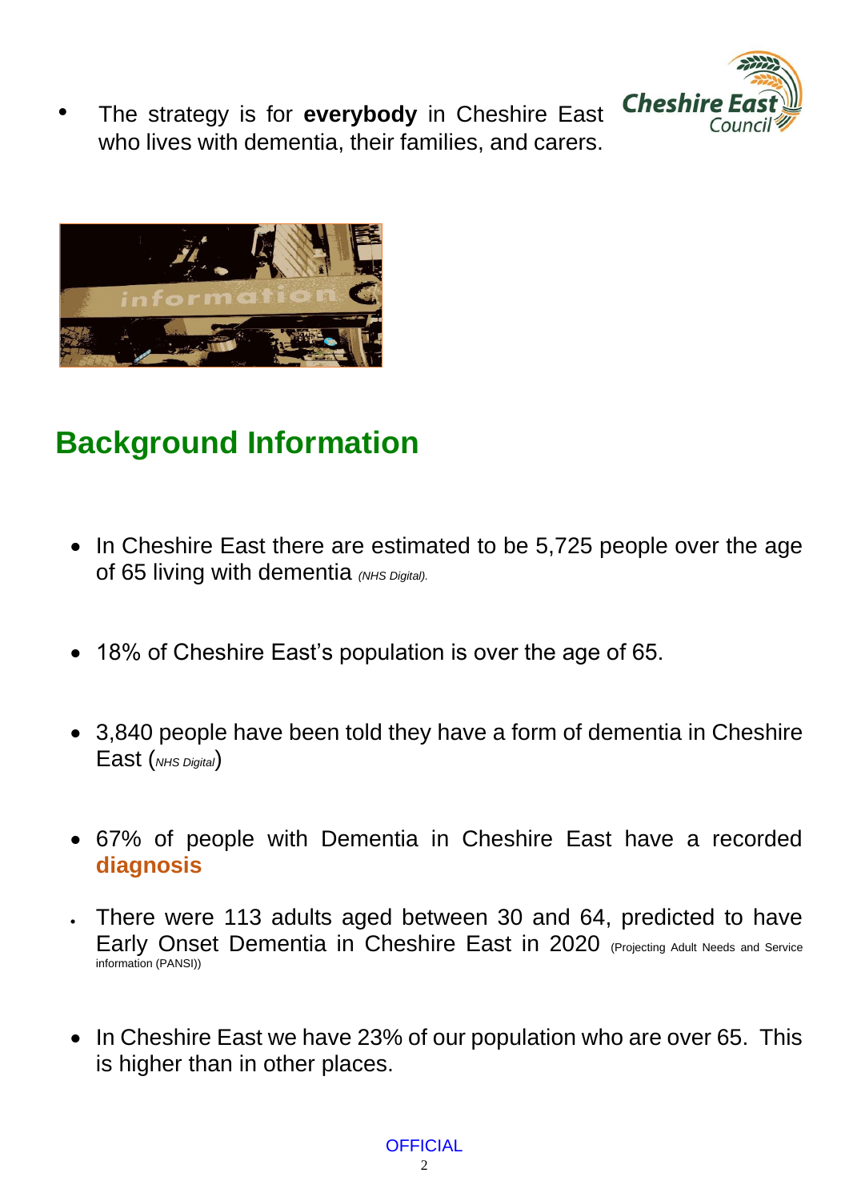- The strategy is for **everybody** in Cheshire East who lives with dementia, their families, and carers.

## Background Information

- In Cheshire East there are estimated to be 5,725 people over the age of 65 living with dementia *(NHS Digital).*

- 18% of Cheshire East's population is over the age of 65.

- 3,840 people have been told they have a form of dementia in Cheshire East (*NHS Digital*)

- 67% of people with Dementia in Cheshire East have a recorded **diagnosis**

- There were 113 adults aged between 30 and 64, predicted to have Early Onset Dementia in Cheshire East in 2020 (Projecting Adult Needs and Service information (PANSI))

- In Cheshire East we have 23% of our population who are over 65. This is higher than in other places.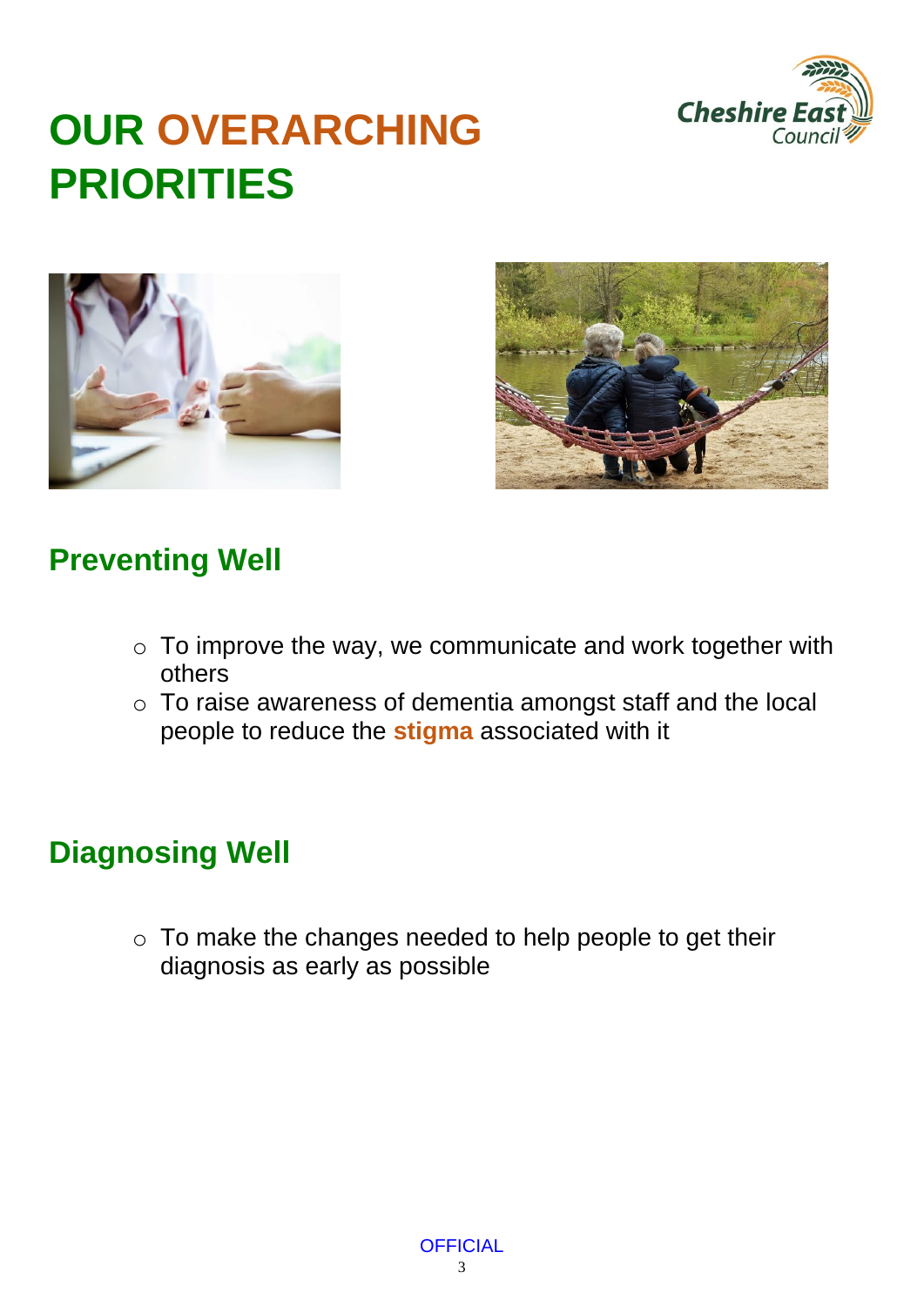# OUR OVERARCHING PRIORITIES

## Preventing Well

- To improve the way, we communicate and work together with others
- To raise awareness of dementia amongst staff and the local people to reduce the **stigma** associated with it

## Diagnosing Well

- To make the changes needed to help people to get their diagnosis as early as possible

OFFICIAL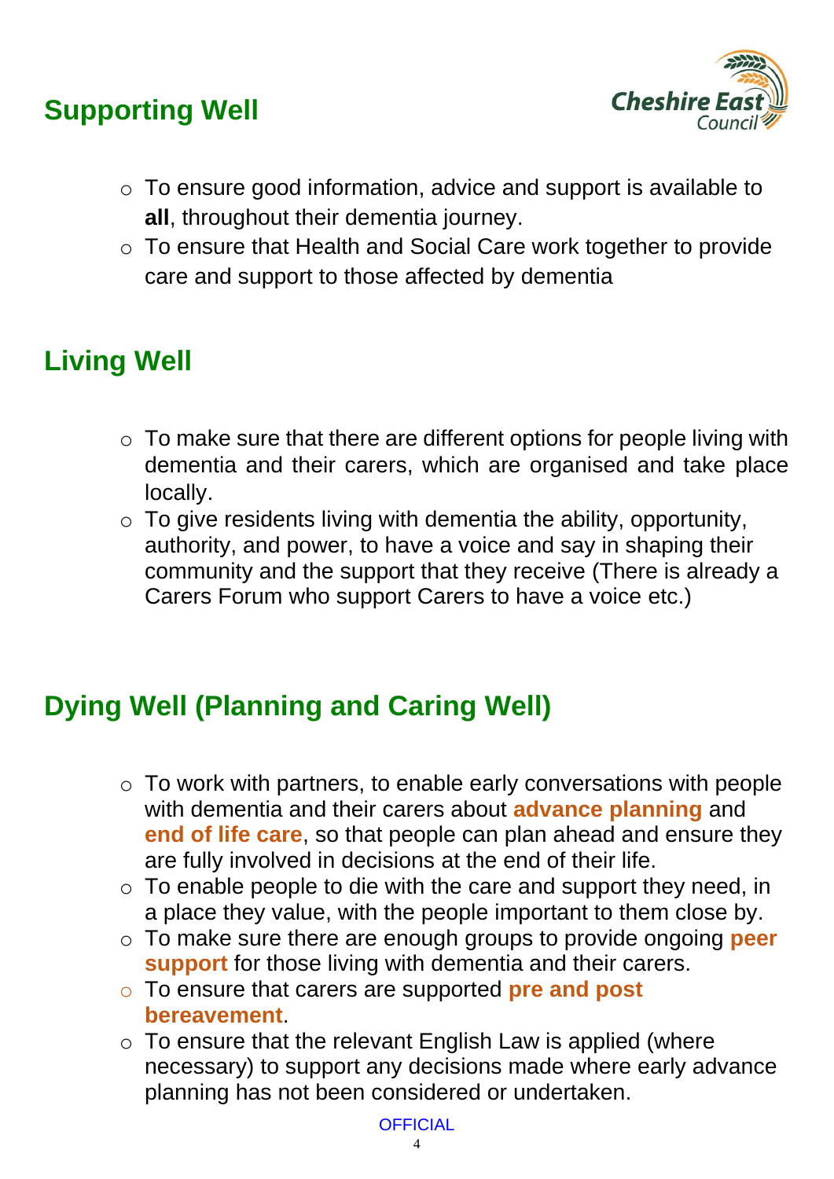## Supporting Well

- To ensure good information, advice and support is available to **all**, throughout their dementia journey.
- To ensure that Health and Social Care work together to provide care and support to those affected by dementia

## Living Well

- To make sure that there are different options for people living with dementia and their carers, which are organised and take place locally.
- To give residents living with dementia the ability, opportunity, authority, and power, to have a voice and say in shaping their community and the support that they receive (There is already a Carers Forum who support Carers to have a voice etc.)

## Dying Well (Planning and Caring Well)

- To work with partners, to enable early conversations with people with dementia and their carers about **advance planning** and **end of life care**, so that people can plan ahead and ensure they are fully involved in decisions at the end of their life.
- To enable people to die with the care and support they need, in a place they value, with the people important to them close by.
- To make sure there are enough groups to provide ongoing **peer support** for those living with dementia and their carers.
- To ensure that carers are supported **pre and post bereavement**.
- To ensure that the relevant English Law is applied (where necessary) to support any decisions made where early advance planning has not been considered or undertaken.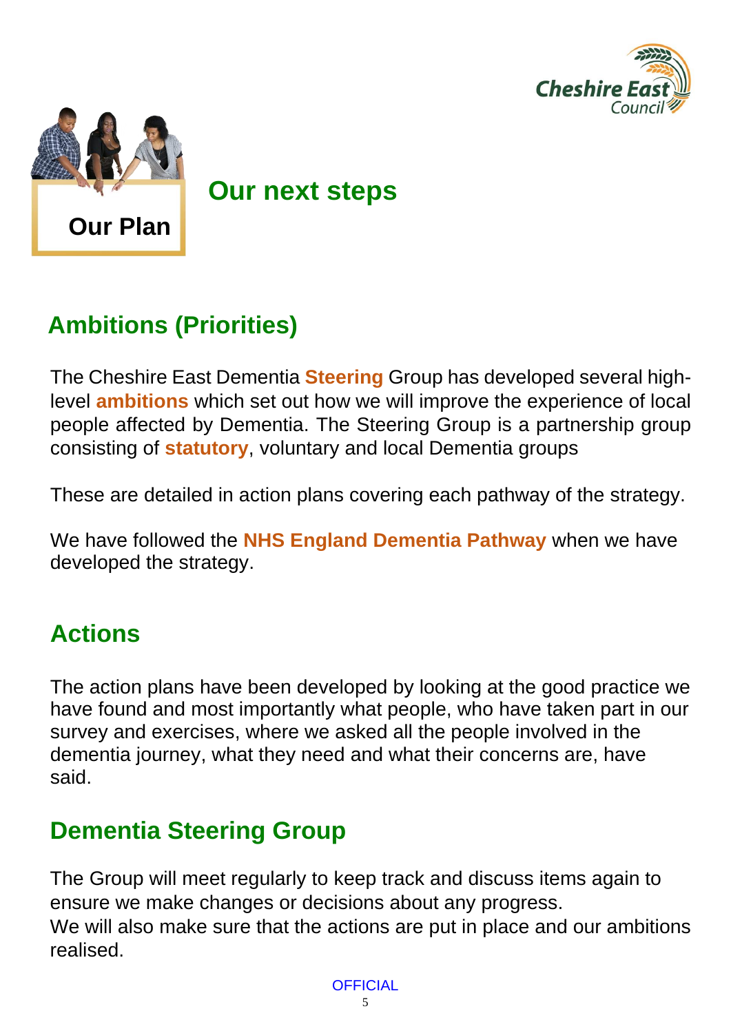**Our Plan**

# Our next steps

## Ambitions (Priorities)

The Cheshire East Dementia **Steering** Group has developed several high-level **ambitions** which set out how we will improve the experience of local people affected by Dementia. The Steering Group is a partnership group consisting of **statutory**, voluntary and local Dementia groups

These are detailed in action plans covering each pathway of the strategy.

We have followed the **NHS England Dementia Pathway** when we have developed the strategy.

## Actions

The action plans have been developed by looking at the good practice we have found and most importantly what people, who have taken part in our survey and exercises, where we asked all the people involved in the dementia journey, what they need and what their concerns are, have said.

## Dementia Steering Group

The Group will meet regularly to keep track and discuss items again to ensure we make changes or decisions about any progress.
We will also make sure that the actions are put in place and our ambitions realised.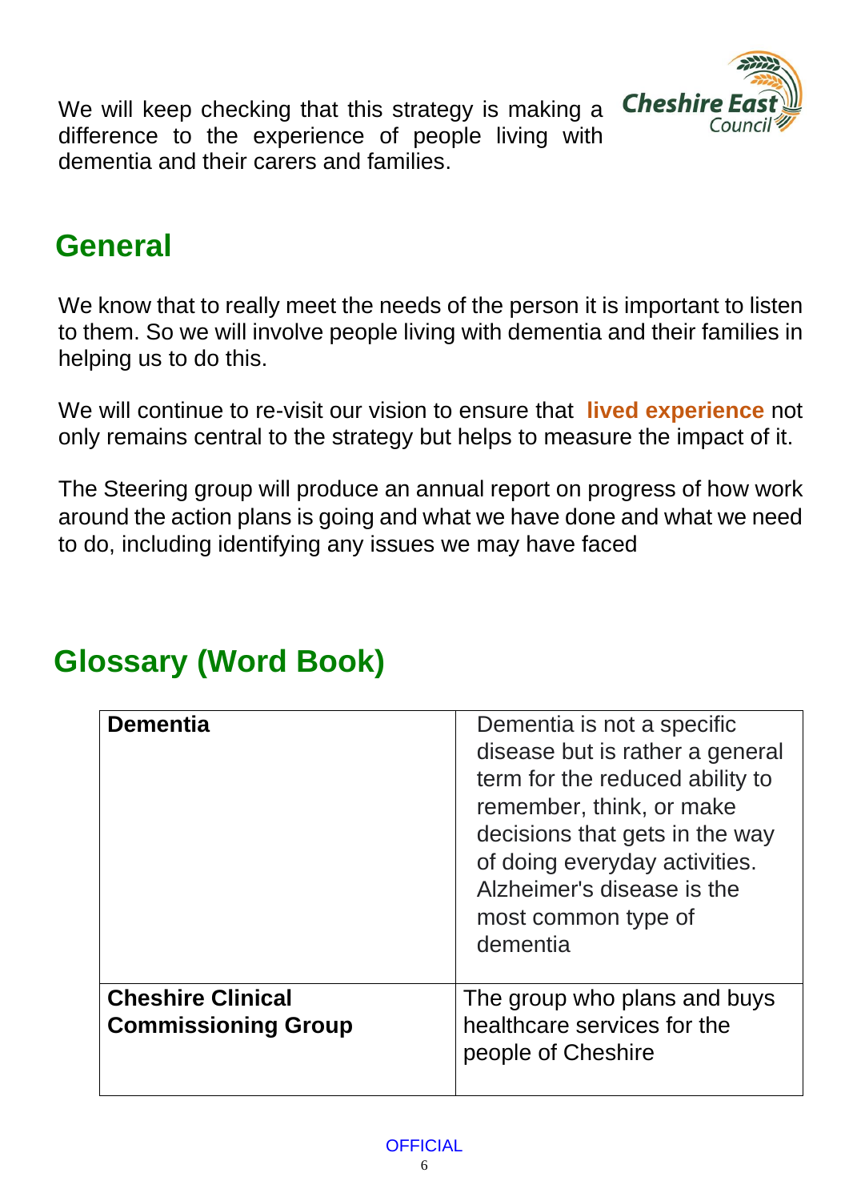We will keep checking that this strategy is making a difference to the experience of people living with dementia and their carers and families.

## General

We know that to really meet the needs of the person it is important to listen to them. So we will involve people living with dementia and their families in helping us to do this.

We will continue to re-visit our vision to ensure that **lived experience** not only remains central to the strategy but helps to measure the impact of it.

The Steering group will produce an annual report on progress of how work around the action plans is going and what we have done and what we need to do, including identifying any issues we may have faced

## Glossary (Word Book)

| | |
|---|---|
| **Dementia** | Dementia is not a specific disease but is rather a general term for the reduced ability to remember, think, or make decisions that gets in the way of doing everyday activities. Alzheimer's disease is the most common type of dementia |
| **Cheshire Clinical Commissioning Group** | The group who plans and buys healthcare services for the people of Cheshire |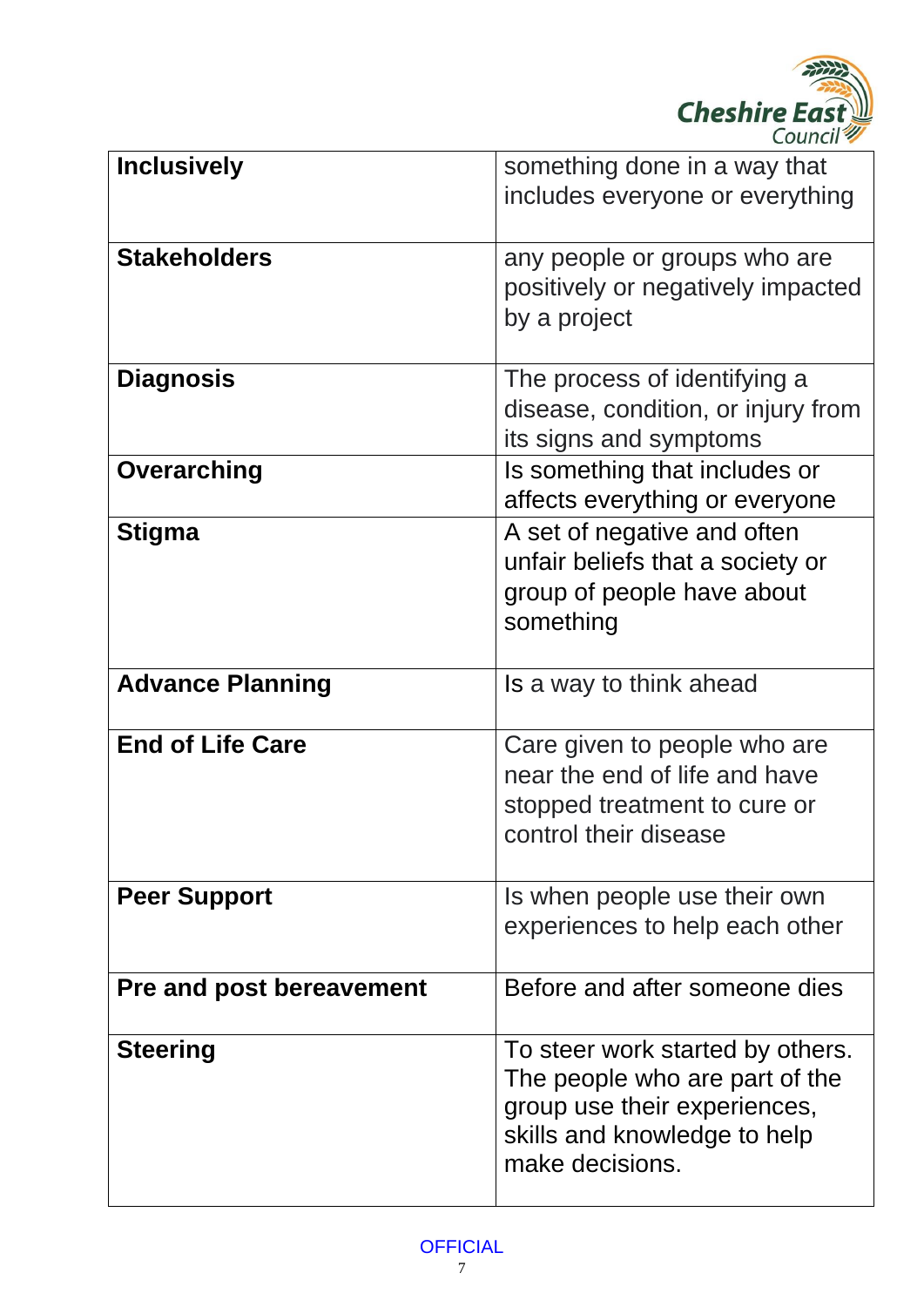| **Inclusively** | something done in a way that includes everyone or everything |
|---|---|
| **Stakeholders** | any people or groups who are positively or negatively impacted by a project |
| **Diagnosis** | The process of identifying a disease, condition, or injury from its signs and symptoms |
| **Overarching** | Is something that includes or affects everything or everyone |
| **Stigma** | A set of negative and often unfair beliefs that a society or group of people have about something |
| **Advance Planning** | Is a way to think ahead |
| **End of Life Care** | Care given to people who are near the end of life and have stopped treatment to cure or control their disease |
| **Peer Support** | Is when people use their own experiences to help each other |
| **Pre and post bereavement** | Before and after someone dies |
| **Steering** | To steer work started by others. The people who are part of the group use their experiences, skills and knowledge to help make decisions. |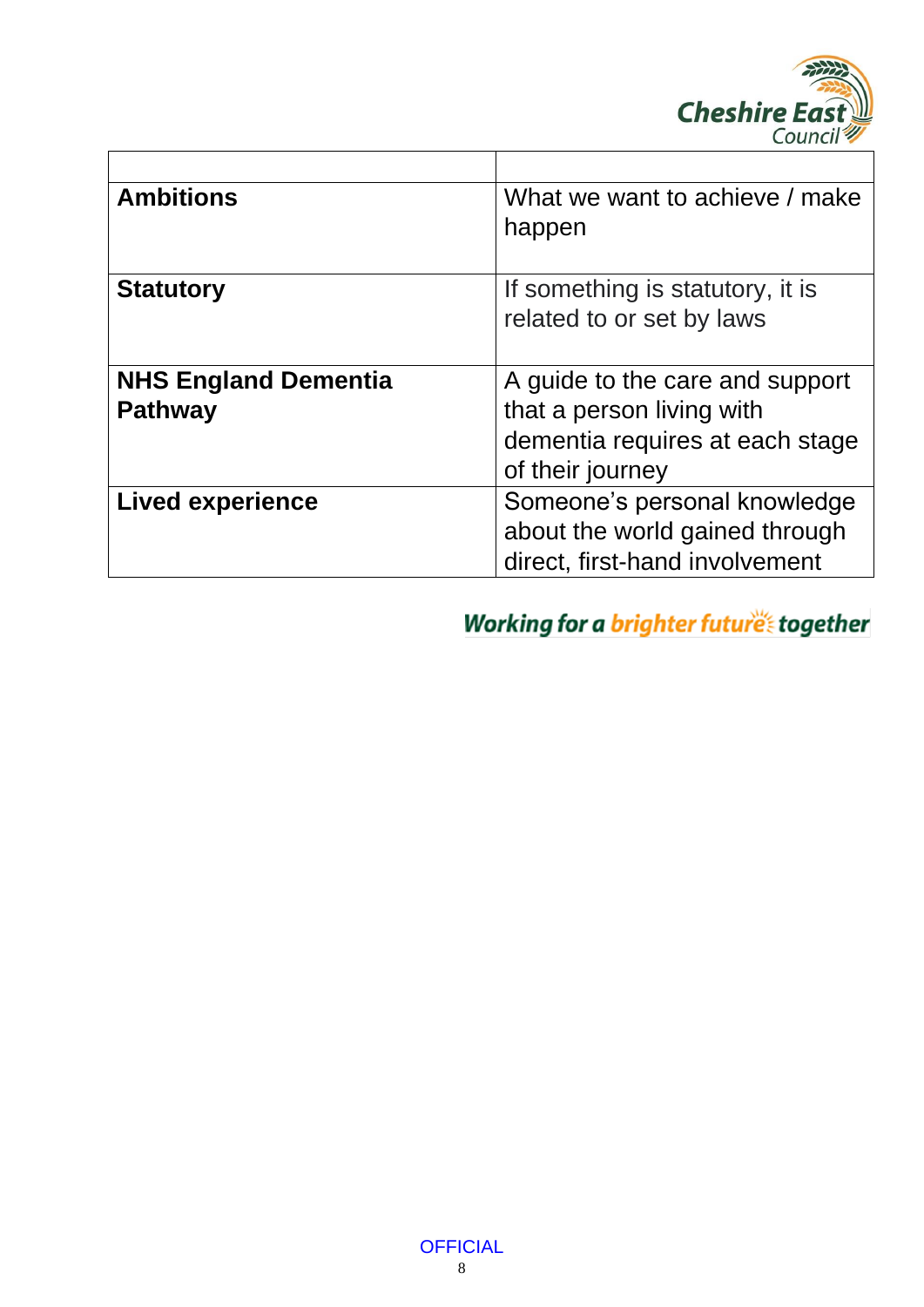| | |
|---|---|
| **Ambitions** | What we want to achieve / make happen |
| **Statutory** | If something is statutory, it is related to or set by laws |
| **NHS England Dementia Pathway** | A guide to the care and support that a person living with dementia requires at each stage of their journey |
| **Lived experience** | Someone's personal knowledge about the world gained through direct, first-hand involvement |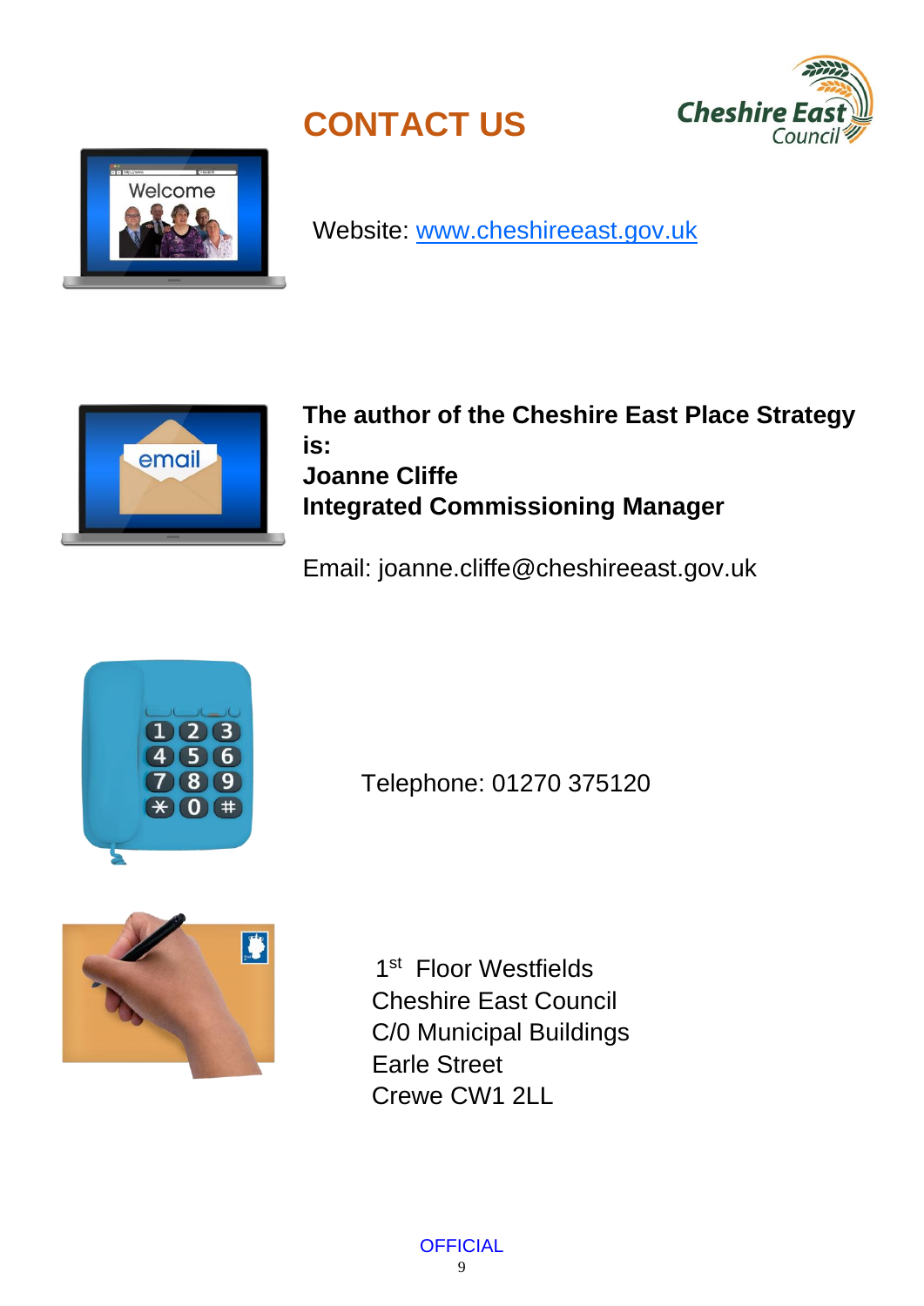# CONTACT US

Website: [www.cheshireeast.gov.uk](http://www.cheshireeast.gov.uk)

**The author of the Cheshire East Place Strategy is:**
**Joanne Cliffe**
**Integrated Commissioning Manager**

Email: joanne.cliffe@cheshireeast.gov.uk

Telephone: 01270 375120

1st Floor Westfields
Cheshire East Council
C/0 Municipal Buildings
Earle Street
Crewe CW1 2LL

OFFICIAL